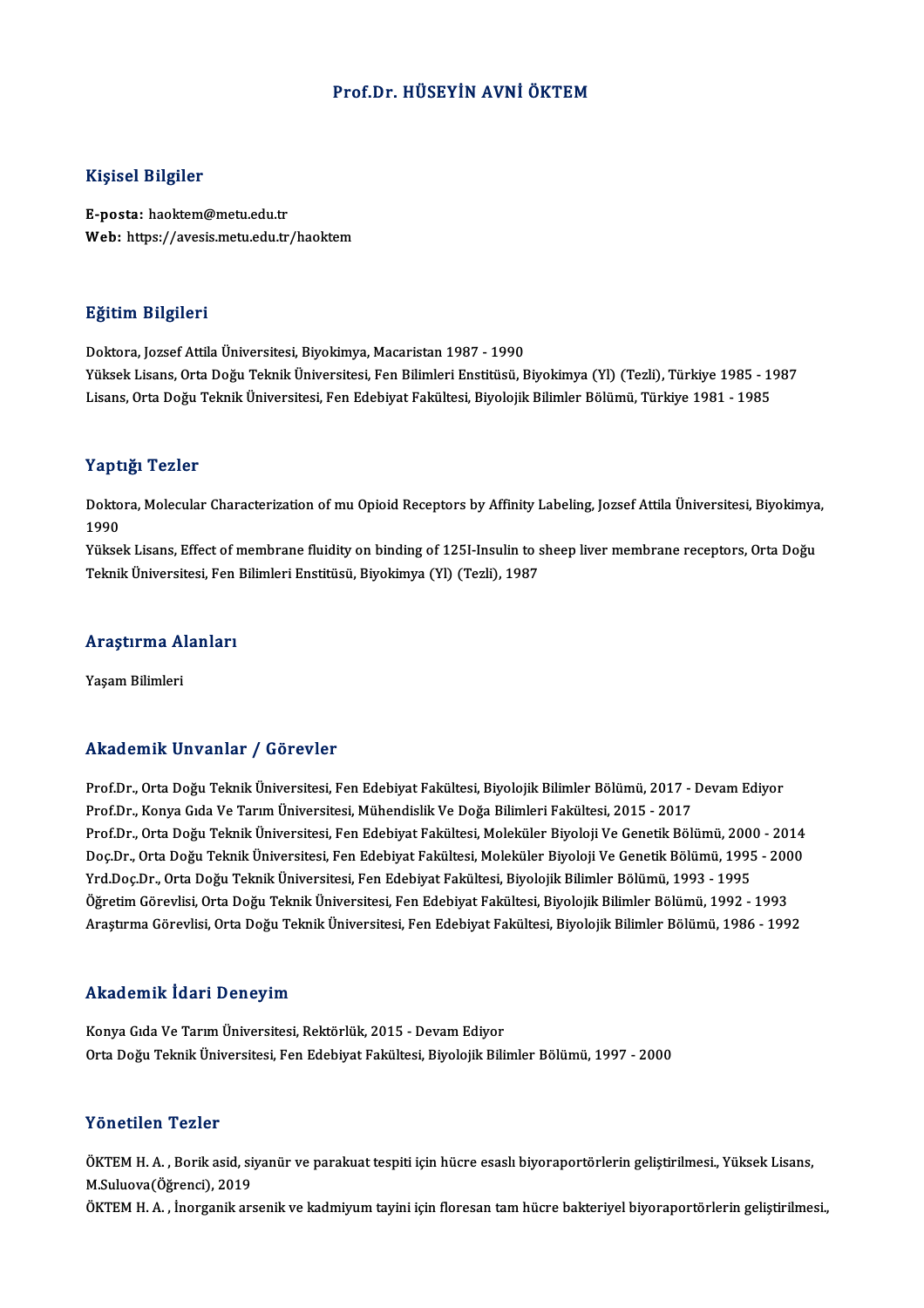# Prof.Dr. HÜSEYİN AVNİ ÖKTEM

## Kişisel Bilgiler

**E-posta:** haoktem@metu.edu.tr
**Web:** https://avesis.metu.edu.tr/haoktem

## Eğitim Bilgileri

Doktora, Jozsef Attila Üniversitesi, Biyokimya, Macaristan 1987 - 1990
Yüksek Lisans, Orta Doğu Teknik Üniversitesi, Fen Bilimleri Enstitüsü, Biyokimya (Yl) (Tezli), Türkiye 1985 - 1987
Lisans, Orta Doğu Teknik Üniversitesi, Fen Edebiyat Fakültesi, Biyolojik Bilimler Bölümü, Türkiye 1981 - 1985

## Yaptığı Tezler

Doktora, Molecular Characterization of mu Opioid Receptors by Affinity Labeling, Jozsef Attila Üniversitesi, Biyokimya, 1990
Yüksek Lisans, Effect of membrane fluidity on binding of 125I-Insulin to sheep liver membrane receptors, Orta Doğu Teknik Üniversitesi, Fen Bilimleri Enstitüsü, Biyokimya (Yl) (Tezli), 1987

## Araştırma Alanları

Yaşam Bilimleri

## Akademik Unvanlar / Görevler

Prof.Dr., Orta Doğu Teknik Üniversitesi, Fen Edebiyat Fakültesi, Biyolojik Bilimler Bölümü, 2017 - Devam Ediyor
Prof.Dr., Konya Gıda Ve Tarım Üniversitesi, Mühendislik Ve Doğa Bilimleri Fakültesi, 2015 - 2017
Prof.Dr., Orta Doğu Teknik Üniversitesi, Fen Edebiyat Fakültesi, Moleküler Biyoloji Ve Genetik Bölümü, 2000 - 2014
Doç.Dr., Orta Doğu Teknik Üniversitesi, Fen Edebiyat Fakültesi, Moleküler Biyoloji Ve Genetik Bölümü, 1995 - 2000
Yrd.Doç.Dr., Orta Doğu Teknik Üniversitesi, Fen Edebiyat Fakültesi, Biyolojik Bilimler Bölümü, 1993 - 1995
Öğretim Görevlisi, Orta Doğu Teknik Üniversitesi, Fen Edebiyat Fakültesi, Biyolojik Bilimler Bölümü, 1992 - 1993
Araştırma Görevlisi, Orta Doğu Teknik Üniversitesi, Fen Edebiyat Fakültesi, Biyolojik Bilimler Bölümü, 1986 - 1992

## Akademik İdari Deneyim

Konya Gıda Ve Tarım Üniversitesi, Rektörlük, 2015 - Devam Ediyor
Orta Doğu Teknik Üniversitesi, Fen Edebiyat Fakültesi, Biyolojik Bilimler Bölümü, 1997 - 2000

## Yönetilen Tezler

ÖKTEM H. A. , Borik asid, siyanür ve parakuat tespiti için hücre esaslı biyoraportörlerin geliştirilmesi., Yüksek Lisans, M.Suluova(Öğrenci), 2019
ÖKTEM H. A. , İnorganik arsenik ve kadmiyum tayini için floresan tam hücre bakteriyel biyoraportörlerin geliştirilmesi.,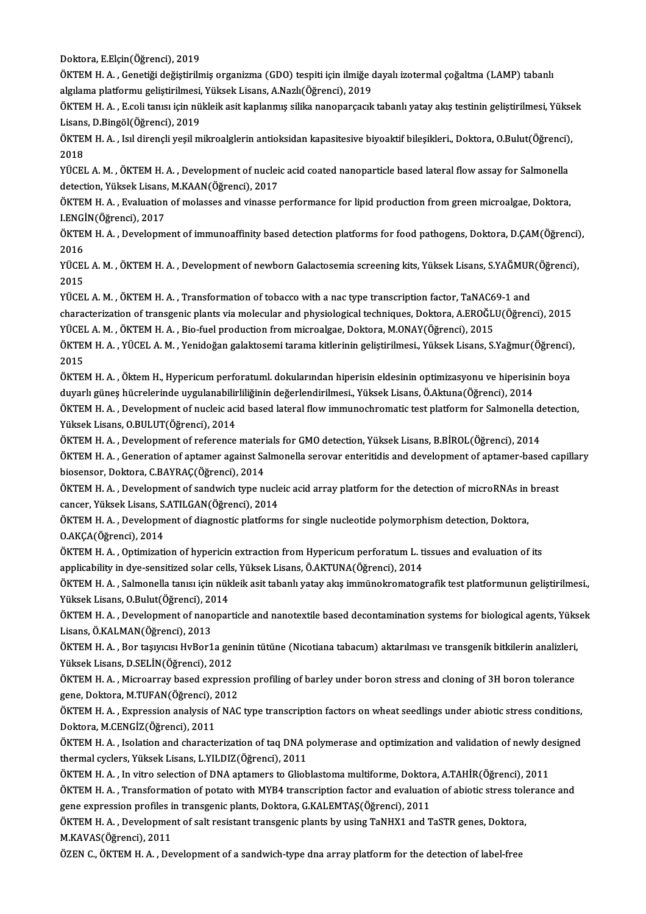Doktora, E.Elçin(Öğrenci), 2019

ÖKTEM H. A. , Genetiği değiştirilmiş organizma (GDO) tespiti için ilmiğe dayalı izotermal çoğaltma (LAMP) tabanlı algılama platformu geliştirilmesi, Yüksek Lisans, A.Nazlı(Öğrenci), 2019

ÖKTEM H. A. , E.coli tanısı için nükleik asit kaplanmış silika nanoparçacık tabanlı yatay akış testinin geliştirilmesi, Yüksek Lisans, D.Bingöl(Öğrenci), 2019

ÖKTEM H. A. , Isıl dirençli yeşil mikroalglerin antioksidan kapasitesive biyoaktif bileşikleri., Doktora, O.Bulut(Öğrenci), 2018

YÜCEL A. M. , ÖKTEM H. A. , Development of nucleic acid coated nanoparticle based lateral flow assay for Salmonella detection, Yüksek Lisans, M.KAAN(Öğrenci), 2017

ÖKTEM H. A. , Evaluation of molasses and vinasse performance for lipid production from green microalgae, Doktora, I.ENGİN(Öğrenci), 2017

ÖKTEM H. A. , Development of immunoaffinity based detection platforms for food pathogens, Doktora, D.ÇAM(Öğrenci), 2016

YÜCEL A. M. , ÖKTEM H. A. , Development of newborn Galactosemia screening kits, Yüksek Lisans, S.YAĞMUR(Öğrenci), 2015

YÜCEL A. M. , ÖKTEM H. A. , Transformation of tobacco with a nac type transcription factor, TaNAC69-1 and characterization of transgenic plants via molecular and physiological techniques, Doktora, A.EROĞLU(Öğrenci), 2015

YÜCEL A. M. , ÖKTEM H. A. , Bio-fuel production from microalgae, Doktora, M.ONAY(Öğrenci), 2015

ÖKTEM H. A. , YÜCEL A. M. , Yenidoğan galaktosemi tarama kitlerinin geliştirilmesi., Yüksek Lisans, S.Yağmur(Öğrenci), 2015

ÖKTEM H. A. , Öktem H., Hypericum perforatuml. dokularından hiperisin eldesinin optimizasyonu ve hiperisinin boya duyarlı güneş hücrelerinde uygulanabilirliliğinin değerlendirilmesi., Yüksek Lisans, Ö.Aktuna(Öğrenci), 2014

ÖKTEM H. A. , Development of nucleic acid based lateral flow immunochromatic test platform for Salmonella detection, Yüksek Lisans, O.BULUT(Öğrenci), 2014

ÖKTEM H. A. , Development of reference materials for GMO detection, Yüksek Lisans, B.BİROL(Öğrenci), 2014

ÖKTEM H. A. , Generation of aptamer against Salmonella serovar enteritidis and development of aptamer-based capillary biosensor, Doktora, C.BAYRAÇ(Öğrenci), 2014

ÖKTEM H. A. , Development of sandwich type nucleic acid array platform for the detection of microRNAs in breast cancer, Yüksek Lisans, S.ATILGAN(Öğrenci), 2014

ÖKTEM H. A. , Development of diagnostic platforms for single nucleotide polymorphism detection, Doktora, O.AKÇA(Öğrenci), 2014

ÖKTEM H. A. , Optimization of hypericin extraction from Hypericum perforatum L. tissues and evaluation of its applicability in dye-sensitized solar cells, Yüksek Lisans, Ö.AKTUNA(Öğrenci), 2014

ÖKTEM H. A. , Salmonella tanısı için nükleik asit tabanlı yatay akış immünokromatografik test platformunun geliştirilmesi., Yüksek Lisans, O.Bulut(Öğrenci), 2014

ÖKTEM H. A. , Development of nanoparticle and nanotextile based decontamination systems for biological agents, Yüksek Lisans, Ö.KALMAN(Öğrenci), 2013

ÖKTEM H. A. , Bor taşıyıcısı HvBor1a geninin tütüne (Nicotiana tabacum) aktarılması ve transgenik bitkilerin analizleri, Yüksek Lisans, D.SELİN(Öğrenci), 2012

ÖKTEM H. A. , Microarray based expression profiling of barley under boron stress and cloning of 3H boron tolerance gene, Doktora, M.TUFAN(Öğrenci), 2012

ÖKTEM H. A. , Expression analysis of NAC type transcription factors on wheat seedlings under abiotic stress conditions, Doktora, M.CENGİZ(Öğrenci), 2011

ÖKTEM H. A. , Isolation and characterization of taq DNA polymerase and optimization and validation of newly designed thermal cyclers, Yüksek Lisans, L.YILDIZ(Öğrenci), 2011

ÖKTEM H. A. , In vitro selection of DNA aptamers to Glioblastoma multiforme, Doktora, A.TAHİR(Öğrenci), 2011

ÖKTEM H. A. , Transformation of potato with MYB4 transcription factor and evaluation of abiotic stress tolerance and gene expression profiles in transgenic plants, Doktora, G.KALEMTAŞ(Öğrenci), 2011

ÖKTEM H. A. , Development of salt resistant transgenic plants by using TaNHX1 and TaSTR genes, Doktora, M.KAVAS(Öğrenci), 2011

ÖZEN C., ÖKTEM H. A. , Development of a sandwich-type dna array platform for the detection of label-free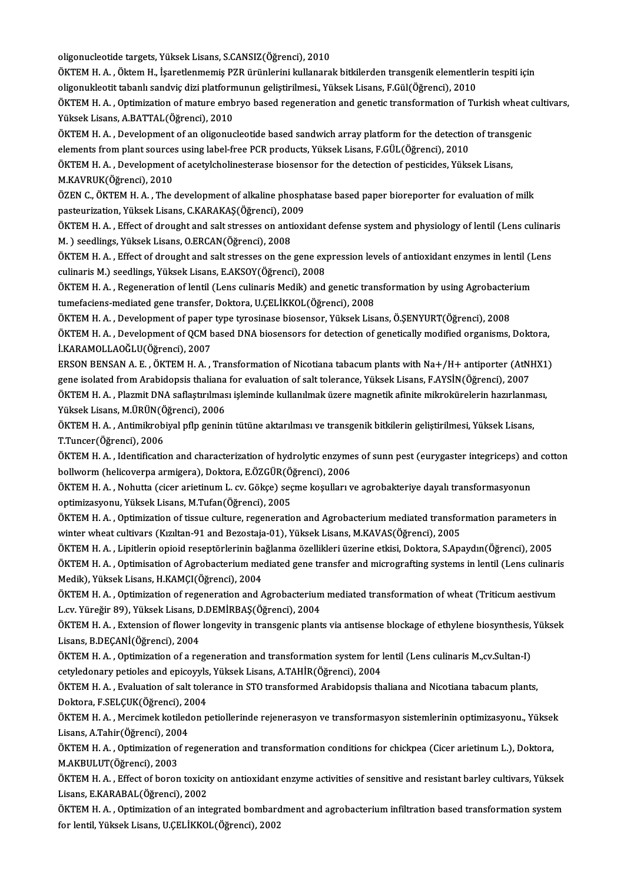oligonucleotide targets, Yüksek Lisans, S.CANSIZ(Öğrenci), 2010

ÖKTEM H. A. , Öktem H., İşaretlenmemiş PZR ürünlerini kullanarak bitkilerden transgenik elementlerin tespiti için oligonukleotit tabanlı sandviç dizi platformunun geliştirilmesi., Yüksek Lisans, F.Gül(Öğrenci), 2010

ÖKTEM H. A. , Optimization of mature embryo based regeneration and genetic transformation of Turkish wheat cultivars, Yüksek Lisans, A.BATTAL(Öğrenci), 2010

ÖKTEM H. A. , Development of an oligonucleotide based sandwich array platform for the detection of transgenic elements from plant sources using label-free PCR products, Yüksek Lisans, F.GÜL(Öğrenci), 2010

ÖKTEM H. A. , Development of acetylcholinesterase biosensor for the detection of pesticides, Yüksek Lisans, M.KAVRUK(Öğrenci), 2010

ÖZEN C., ÖKTEM H. A. , The development of alkaline phosphatase based paper bioreporter for evaluation of milk pasteurization, Yüksek Lisans, C.KARAKAŞ(Öğrenci), 2009

ÖKTEM H. A. , Effect of drought and salt stresses on antioxidant defense system and physiology of lentil (Lens culinaris M. ) seedlings, Yüksek Lisans, O.ERCAN(Öğrenci), 2008

ÖKTEM H. A. , Effect of drought and salt stresses on the gene expression levels of antioxidant enzymes in lentil (Lens culinaris M.) seedlings, Yüksek Lisans, E.AKSOY(Öğrenci), 2008

ÖKTEM H. A. , Regeneration of lentil (Lens culinaris Medik) and genetic transformation by using Agrobacterium tumefaciens-mediated gene transfer, Doktora, U.ÇELİKKOL(Öğrenci), 2008

ÖKTEM H. A. , Development of paper type tyrosinase biosensor, Yüksek Lisans, Ö.ŞENYURT(Öğrenci), 2008

ÖKTEM H. A. , Development of QCM based DNA biosensors for detection of genetically modified organisms, Doktora, İ.KARAMOLLAOĞLU(Öğrenci), 2007

ERSON BENSAN A. E. , ÖKTEM H. A. , Transformation of Nicotiana tabacum plants with Na+/H+ antiporter (AtNHX1) gene isolated from Arabidopsis thaliana for evaluation of salt tolerance, Yüksek Lisans, F.AYSİN(Öğrenci), 2007

ÖKTEM H. A. , Plazmit DNA saflaştırılması işleminde kullanılmak üzere magnetik afinite mikrokürelerin hazırlanması, Yüksek Lisans, M.ÜRÜN(Öğrenci), 2006

ÖKTEM H. A. , Antimikrobiyal pflp geninin tütüne aktarılması ve transgenik bitkilerin geliştirilmesi, Yüksek Lisans, T.Tuncer(Öğrenci), 2006

ÖKTEM H. A. , Identification and characterization of hydrolytic enzymes of sunn pest (eurygaster integriceps) and cotton bollworm (helicoverpa armigera), Doktora, E.ÖZGÜR(Öğrenci), 2006

ÖKTEM H. A. , Nohutta (cicer arietinum L. cv. Gökçe) seçme koşulları ve agrobakteriye dayalı transformasyonun optimizasyonu, Yüksek Lisans, M.Tufan(Öğrenci), 2005

ÖKTEM H. A. , Optimization of tissue culture, regeneration and Agrobacterium mediated transformation parameters in winter wheat cultivars (Kızıltan-91 and Bezostaja-01), Yüksek Lisans, M.KAVAS(Öğrenci), 2005

ÖKTEM H. A. , Lipitlerin opioid reseptörlerinin bağlanma özellikleri üzerine etkisi, Doktora, S.Apaydın(Öğrenci), 2005

ÖKTEM H. A. , Optimisation of Agrobacterium mediated gene transfer and micrografting systems in lentil (Lens culinaris Medik), Yüksek Lisans, H.KAMÇI(Öğrenci), 2004

ÖKTEM H. A. , Optimization of regeneration and Agrobacterium mediated transformation of wheat (Triticum aestivum L.cv. Yüreğir 89), Yüksek Lisans, D.DEMİRBAŞ(Öğrenci), 2004

ÖKTEM H. A. , Extension of flower longevity in transgenic plants via antisense blockage of ethylene biosynthesis, Yüksek Lisans, B.DEÇANİ(Öğrenci), 2004

ÖKTEM H. A. , Optimization of a regeneration and transformation system for lentil (Lens culinaris M.,cv.Sultan-I) cetyledonary petioles and epicoyyls, Yüksek Lisans, A.TAHİR(Öğrenci), 2004

ÖKTEM H. A. , Evaluation of salt tolerance in STO transformed Arabidopsis thaliana and Nicotiana tabacum plants, Doktora, F.SELÇUK(Öğrenci), 2004

ÖKTEM H. A. , Mercimek kotiledon petiollerinde rejenerasyon ve transformasyon sistemlerinin optimizasyonu., Yüksek Lisans, A.Tahir(Öğrenci), 2004

ÖKTEM H. A. , Optimization of regeneration and transformation conditions for chickpea (Cicer arietinum L.), Doktora, M.AKBULUT(Öğrenci), 2003

ÖKTEM H. A. , Effect of boron toxicity on antioxidant enzyme activities of sensitive and resistant barley cultivars, Yüksek Lisans, E.KARABAL(Öğrenci), 2002

ÖKTEM H. A. , Optimization of an integrated bombardment and agrobacterium infiltration based transformation system for lentil, Yüksek Lisans, U.ÇELİKKOL(Öğrenci), 2002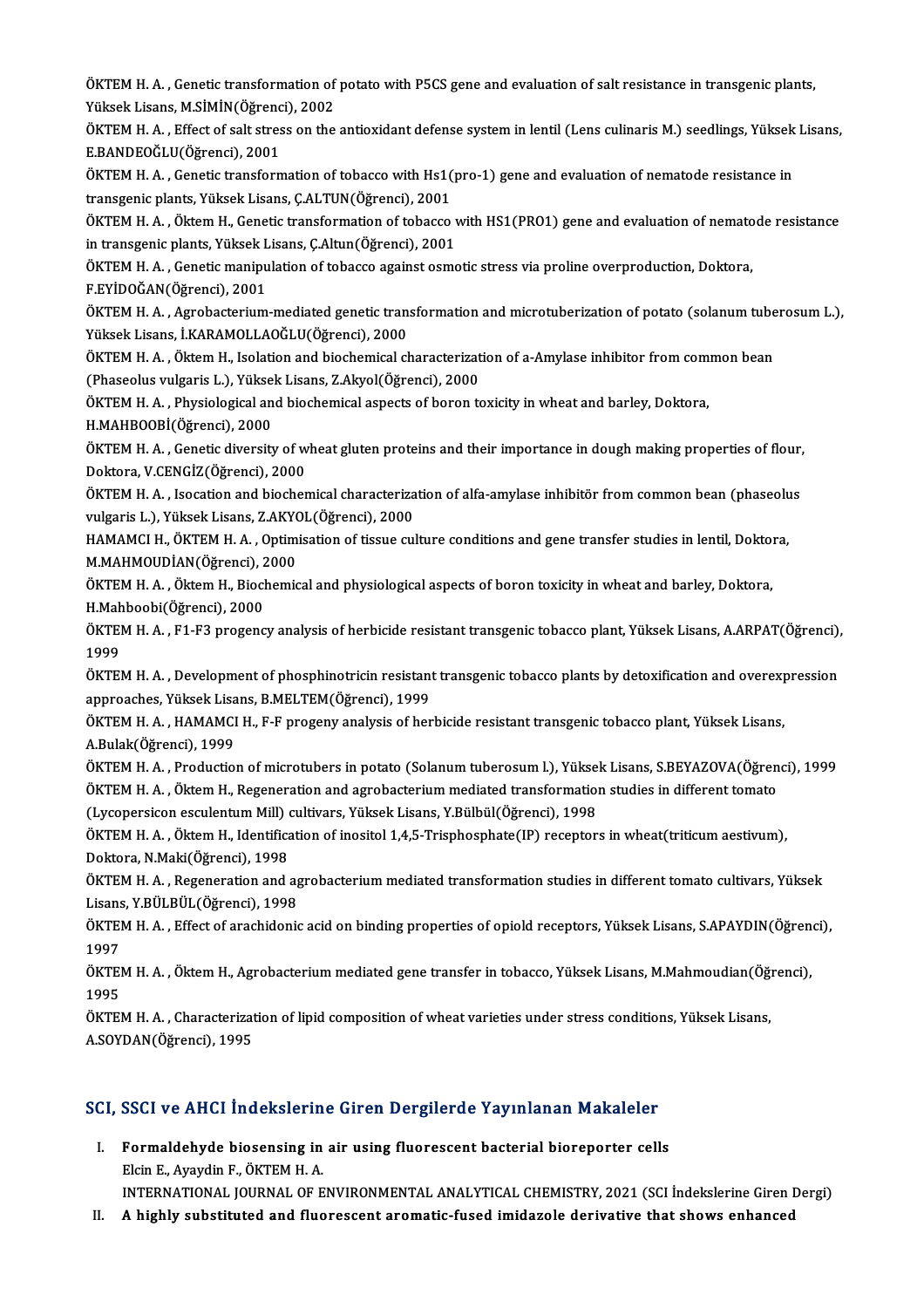ÖKTEM H. A. , Genetic transformation of potato with P5CS gene and evaluation of salt resistance in transgenic plants, Yüksek Lisans, M.SİMİN(Öğrenci), 2002

ÖKTEM H. A. , Effect of salt stress on the antioxidant defense system in lentil (Lens culinaris M.) seedlings, Yüksek Lisans, E.BANDEOĞLU(Öğrenci), 2001

ÖKTEM H. A. , Genetic transformation of tobacco with Hs1(pro-1) gene and evaluation of nematode resistance in transgenic plants, Yüksek Lisans, Ç.ALTUN(Öğrenci), 2001

ÖKTEM H. A. , Öktem H., Genetic transformation of tobacco with HS1(PRO1) gene and evaluation of nematode resistance in transgenic plants, Yüksek Lisans, Ç.Altun(Öğrenci), 2001

ÖKTEM H. A. , Genetic manipulation of tobacco against osmotic stress via proline overproduction, Doktora, F.EYİDOĞAN(Öğrenci), 2001

ÖKTEM H. A. , Agrobacterium-mediated genetic transformation and microtuberization of potato (solanum tuberosum L.), Yüksek Lisans, İ.KARAMOLLAOĞLU(Öğrenci), 2000

ÖKTEM H. A. , Öktem H., Isolation and biochemical characterization of a-Amylase inhibitor from common bean (Phaseolus vulgaris L.), Yüksek Lisans, Z.Akyol(Öğrenci), 2000

ÖKTEM H. A. , Physiological and biochemical aspects of boron toxicity in wheat and barley, Doktora, H.MAHBOOBİ(Öğrenci), 2000

ÖKTEM H. A. , Genetic diversity of wheat gluten proteins and their importance in dough making properties of flour, Doktora, V.CENGİZ(Öğrenci), 2000

ÖKTEM H. A. , Isocation and biochemical characterization of alfa-amylase inhibitör from common bean (phaseolus vulgaris L.), Yüksek Lisans, Z.AKYOL(Öğrenci), 2000

HAMAMCI H., ÖKTEM H. A. , Optimisation of tissue culture conditions and gene transfer studies in lentil, Doktora, M.MAHMOUDİAN(Öğrenci), 2000

ÖKTEM H. A. , Öktem H., Biochemical and physiological aspects of boron toxicity in wheat and barley, Doktora, H.Mahboobi(Öğrenci), 2000

ÖKTEM H. A. , F1-F3 progency analysis of herbicide resistant transgenic tobacco plant, Yüksek Lisans, A.ARPAT(Öğrenci), 1999

ÖKTEM H. A. , Development of phosphinotricin resistant transgenic tobacco plants by detoxification and overexpression approaches, Yüksek Lisans, B.MELTEM(Öğrenci), 1999

ÖKTEM H. A. , HAMAMCI H., F-F progeny analysis of herbicide resistant transgenic tobacco plant, Yüksek Lisans, A.Bulak(Öğrenci), 1999

ÖKTEM H. A. , Production of microtubers in potato (Solanum tuberosum l.), Yüksek Lisans, S.BEYAZOVA(Öğrenci), 1999

ÖKTEM H. A. , Öktem H., Regeneration and agrobacterium mediated transformation studies in different tomato (Lycopersicon esculentum Mill) cultivars, Yüksek Lisans, Y.Bülbül(Öğrenci), 1998

ÖKTEM H. A. , Öktem H., Identification of inositol 1,4,5-Trisphosphate(IP) receptors in wheat(triticum aestivum), Doktora, N.Maki(Öğrenci), 1998

ÖKTEM H. A. , Regeneration and agrobacterium mediated transformation studies in different tomato cultivars, Yüksek Lisans, Y.BÜLBÜL(Öğrenci), 1998

ÖKTEM H. A. , Effect of arachidonic acid on binding properties of opiold receptors, Yüksek Lisans, S.APAYDIN(Öğrenci), 1997

ÖKTEM H. A. , Öktem H., Agrobacterium mediated gene transfer in tobacco, Yüksek Lisans, M.Mahmoudian(Öğrenci), 1995

ÖKTEM H. A. , Characterization of lipid composition of wheat varieties under stress conditions, Yüksek Lisans, A.SOYDAN(Öğrenci), 1995

## SCI, SSCI ve AHCI İndekslerine Giren Dergilerde Yayınlanan Makaleler

I. **Formaldehyde biosensing in air using fluorescent bacterial bioreporter cells**
   Elcin E., Ayaydin F., ÖKTEM H. A.
   INTERNATIONAL JOURNAL OF ENVIRONMENTAL ANALYTICAL CHEMISTRY, 2021 (SCI İndekslerine Giren Dergi)
II. **A highly substituted and fluorescent aromatic-fused imidazole derivative that shows enhanced**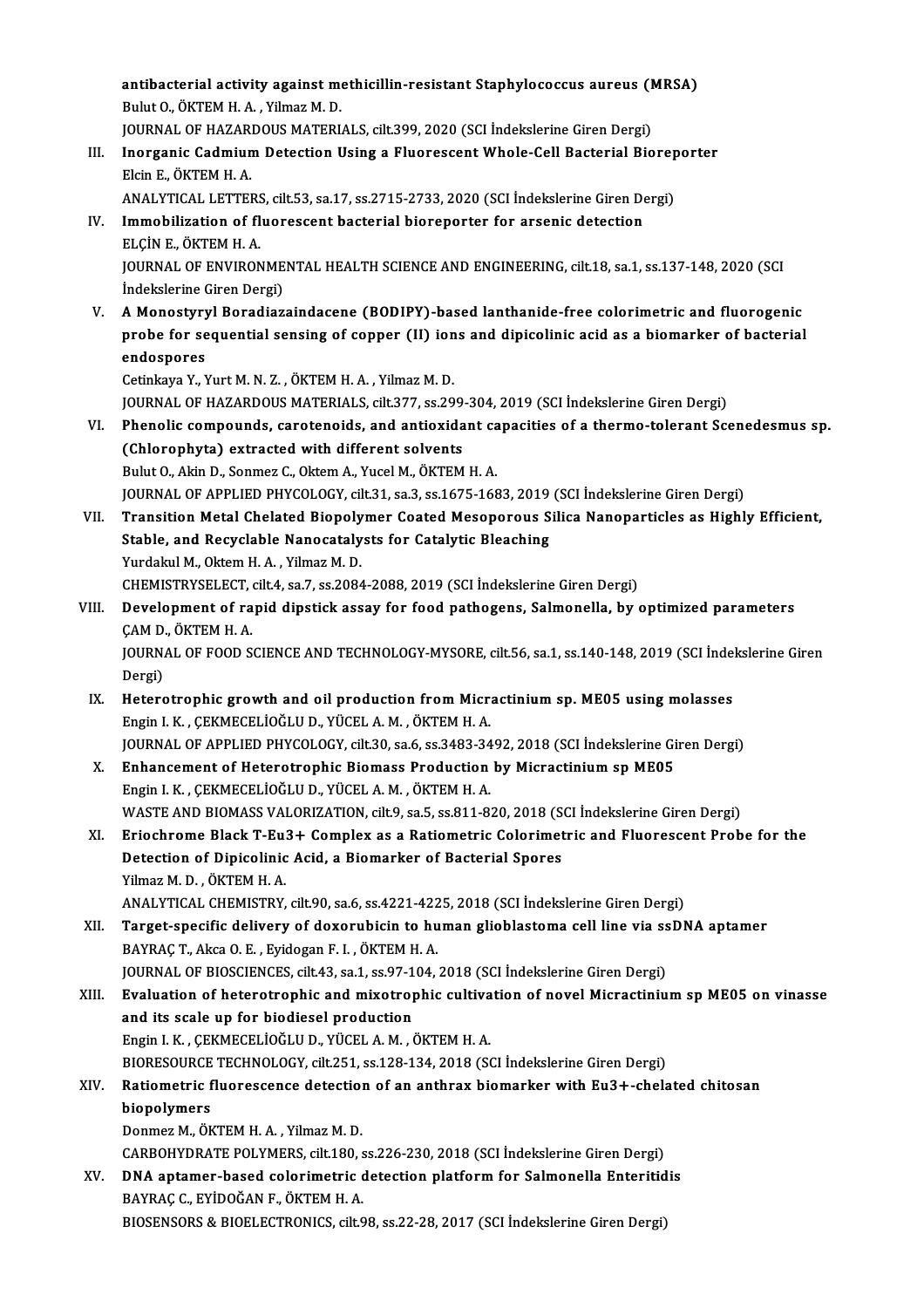antibacterial activity against methicillin-resistant Staphylococcus aureus (MRSA)
Bulut O., ÖKTEM H. A. , Yilmaz M. D.
JOURNAL OF HAZARDOUS MATERIALS, cilt.399, 2020 (SCI İndekslerine Giren Dergi)

III. **Inorganic Cadmium Detection Using a Fluorescent Whole-Cell Bacterial Bioreporter**
Elcin E., ÖKTEM H. A.
ANALYTICAL LETTERS, cilt.53, sa.17, ss.2715-2733, 2020 (SCI İndekslerine Giren Dergi)

IV. **Immobilization of fluorescent bacterial bioreporter for arsenic detection**
ELÇİN E., ÖKTEM H. A.
JOURNAL OF ENVIRONMENTAL HEALTH SCIENCE AND ENGINEERING, cilt.18, sa.1, ss.137-148, 2020 (SCI İndekslerine Giren Dergi)

V. **A Monostyryl Boradiazaindacene (BODIPY)-based lanthanide-free colorimetric and fluorogenic probe for sequential sensing of copper (II) ions and dipicolinic acid as a biomarker of bacterial endospores**
Cetinkaya Y., Yurt M. N. Z. , ÖKTEM H. A. , Yilmaz M. D.
JOURNAL OF HAZARDOUS MATERIALS, cilt.377, ss.299-304, 2019 (SCI İndekslerine Giren Dergi)

VI. **Phenolic compounds, carotenoids, and antioxidant capacities of a thermo-tolerant Scenedesmus sp. (Chlorophyta) extracted with different solvents**
Bulut O., Akin D., Sonmez C., Oktem A., Yucel M., ÖKTEM H. A.
JOURNAL OF APPLIED PHYCOLOGY, cilt.31, sa.3, ss.1675-1683, 2019 (SCI İndekslerine Giren Dergi)

VII. **Transition Metal Chelated Biopolymer Coated Mesoporous Silica Nanoparticles as Highly Efficient, Stable, and Recyclable Nanocatalysts for Catalytic Bleaching**
Yurdakul M., Oktem H. A. , Yilmaz M. D.
CHEMISTRYSELECT, cilt.4, sa.7, ss.2084-2088, 2019 (SCI İndekslerine Giren Dergi)

VIII. **Development of rapid dipstick assay for food pathogens, Salmonella, by optimized parameters**
ÇAM D., ÖKTEM H. A.
JOURNAL OF FOOD SCIENCE AND TECHNOLOGY-MYSORE, cilt.56, sa.1, ss.140-148, 2019 (SCI İndekslerine Giren Dergi)

IX. **Heterotrophic growth and oil production from Micractinium sp. ME05 using molasses**
Engin I. K. , ÇEKMECELİOĞLU D., YÜCEL A. M. , ÖKTEM H. A.
JOURNAL OF APPLIED PHYCOLOGY, cilt.30, sa.6, ss.3483-3492, 2018 (SCI İndekslerine Giren Dergi)

X. **Enhancement of Heterotrophic Biomass Production by Micractinium sp ME05**
Engin I. K. , ÇEKMECELİOĞLU D., YÜCEL A. M. , ÖKTEM H. A.
WASTE AND BIOMASS VALORIZATION, cilt.9, sa.5, ss.811-820, 2018 (SCI İndekslerine Giren Dergi)

XI. **Eriochrome Black T-Eu3+ Complex as a Ratiometric Colorimetric and Fluorescent Probe for the Detection of Dipicolinic Acid, a Biomarker of Bacterial Spores**
Yilmaz M. D. , ÖKTEM H. A.
ANALYTICAL CHEMISTRY, cilt.90, sa.6, ss.4221-4225, 2018 (SCI İndekslerine Giren Dergi)

XII. **Target-specific delivery of doxorubicin to human glioblastoma cell line via ssDNA aptamer**
BAYRAÇ T., Akca O. E. , Eyidogan F. I. , ÖKTEM H. A.
JOURNAL OF BIOSCIENCES, cilt.43, sa.1, ss.97-104, 2018 (SCI İndekslerine Giren Dergi)

XIII. **Evaluation of heterotrophic and mixotrophic cultivation of novel Micractinium sp ME05 on vinasse and its scale up for biodiesel production**
Engin I. K. , ÇEKMECELİOĞLU D., YÜCEL A. M. , ÖKTEM H. A.
BIORESOURCE TECHNOLOGY, cilt.251, ss.128-134, 2018 (SCI İndekslerine Giren Dergi)

XIV. **Ratiometric fluorescence detection of an anthrax biomarker with Eu3+-chelated chitosan biopolymers**
Donmez M., ÖKTEM H. A. , Yilmaz M. D.
CARBOHYDRATE POLYMERS, cilt.180, ss.226-230, 2018 (SCI İndekslerine Giren Dergi)

XV. **DNA aptamer-based colorimetric detection platform for Salmonella Enteritidis**
BAYRAÇ C., EYİDOĞAN F., ÖKTEM H. A.
BIOSENSORS & BIOELECTRONICS, cilt.98, ss.22-28, 2017 (SCI İndekslerine Giren Dergi)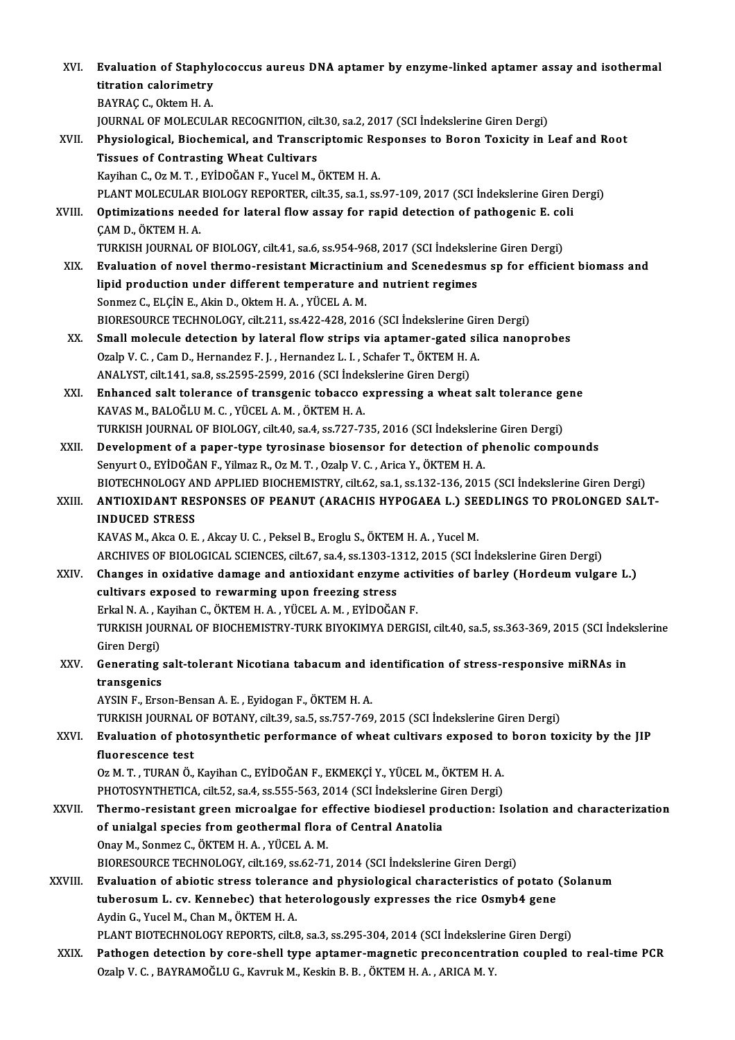XVI. **Evaluation of Staphylococcus aureus DNA aptamer by enzyme-linked aptamer assay and isothermal titration calorimetry**
BAYRAÇ C., Oktem H. A.
JOURNAL OF MOLECULAR RECOGNITION, cilt.30, sa.2, 2017 (SCI İndekslerine Giren Dergi)

XVII. **Physiological, Biochemical, and Transcriptomic Responses to Boron Toxicity in Leaf and Root Tissues of Contrasting Wheat Cultivars**
Kayihan C., Oz M. T. , EYİDOĞAN F., Yucel M., ÖKTEM H. A.
PLANT MOLECULAR BIOLOGY REPORTER, cilt.35, sa.1, ss.97-109, 2017 (SCI İndekslerine Giren Dergi)

XVIII. **Optimizations needed for lateral flow assay for rapid detection of pathogenic E. coli**
ÇAM D., ÖKTEM H. A.
TURKISH JOURNAL OF BIOLOGY, cilt.41, sa.6, ss.954-968, 2017 (SCI İndekslerine Giren Dergi)

XIX. **Evaluation of novel thermo-resistant Micractinium and Scenedesmus sp for efficient biomass and lipid production under different temperature and nutrient regimes**
Sonmez C., ELÇİN E., Akin D., Oktem H. A. , YÜCEL A. M.
BIORESOURCE TECHNOLOGY, cilt.211, ss.422-428, 2016 (SCI İndekslerine Giren Dergi)

XX. **Small molecule detection by lateral flow strips via aptamer-gated silica nanoprobes**
Ozalp V. C. , Cam D., Hernandez F. J. , Hernandez L. I. , Schafer T., ÖKTEM H. A.
ANALYST, cilt.141, sa.8, ss.2595-2599, 2016 (SCI İndekslerine Giren Dergi)

XXI. **Enhanced salt tolerance of transgenic tobacco expressing a wheat salt tolerance gene**
KAVAS M., BALOĞLU M. C. , YÜCEL A. M. , ÖKTEM H. A.
TURKISH JOURNAL OF BIOLOGY, cilt.40, sa.4, ss.727-735, 2016 (SCI İndekslerine Giren Dergi)

XXII. **Development of a paper-type tyrosinase biosensor for detection of phenolic compounds**
Senyurt O., EYİDOĞAN F., Yilmaz R., Oz M. T. , Ozalp V. C. , Arica Y., ÖKTEM H. A.
BIOTECHNOLOGY AND APPLIED BIOCHEMISTRY, cilt.62, sa.1, ss.132-136, 2015 (SCI İndekslerine Giren Dergi)

XXIII. **ANTIOXIDANT RESPONSES OF PEANUT (ARACHIS HYPOGAEA L.) SEEDLINGS TO PROLONGED SALT-INDUCED STRESS**
KAVAS M., Akca O. E. , Akcay U. C. , Peksel B., Eroglu S., ÖKTEM H. A. , Yucel M.
ARCHIVES OF BIOLOGICAL SCIENCES, cilt.67, sa.4, ss.1303-1312, 2015 (SCI İndekslerine Giren Dergi)

XXIV. **Changes in oxidative damage and antioxidant enzyme activities of barley (Hordeum vulgare L.) cultivars exposed to rewarming upon freezing stress**
Erkal N. A. , Kayihan C., ÖKTEM H. A. , YÜCEL A. M. , EYİDOĞAN F.
TURKISH JOURNAL OF BIOCHEMISTRY-TURK BIYOKIMYA DERGISI, cilt.40, sa.5, ss.363-369, 2015 (SCI İndekslerine Giren Dergi)

XXV. **Generating salt-tolerant Nicotiana tabacum and identification of stress-responsive miRNAs in transgenics**
AYSIN F., Erson-Bensan A. E. , Eyidogan F., ÖKTEM H. A.
TURKISH JOURNAL OF BOTANY, cilt.39, sa.5, ss.757-769, 2015 (SCI İndekslerine Giren Dergi)

XXVI. **Evaluation of photosynthetic performance of wheat cultivars exposed to boron toxicity by the JIP fluorescence test**
Oz M. T. , TURAN Ö., Kayihan C., EYİDOĞAN F., EKMEKÇİ Y., YÜCEL M., ÖKTEM H. A.
PHOTOSYNTHETICA, cilt.52, sa.4, ss.555-563, 2014 (SCI İndekslerine Giren Dergi)

XXVII. **Thermo-resistant green microalgae for effective biodiesel production: Isolation and characterization of unialgal species from geothermal flora of Central Anatolia**
Onay M., Sonmez C., ÖKTEM H. A. , YÜCEL A. M.
BIORESOURCE TECHNOLOGY, cilt.169, ss.62-71, 2014 (SCI İndekslerine Giren Dergi)

XXVIII. **Evaluation of abiotic stress tolerance and physiological characteristics of potato (Solanum tuberosum L. cv. Kennebec) that heterologously expresses the rice Osmyb4 gene**
Aydin G., Yucel M., Chan M., ÖKTEM H. A.
PLANT BIOTECHNOLOGY REPORTS, cilt.8, sa.3, ss.295-304, 2014 (SCI İndekslerine Giren Dergi)

XXIX. **Pathogen detection by core-shell type aptamer-magnetic preconcentration coupled to real-time PCR**
Ozalp V. C. , BAYRAMOĞLU G., Kavruk M., Keskin B. B. , ÖKTEM H. A. , ARICA M. Y.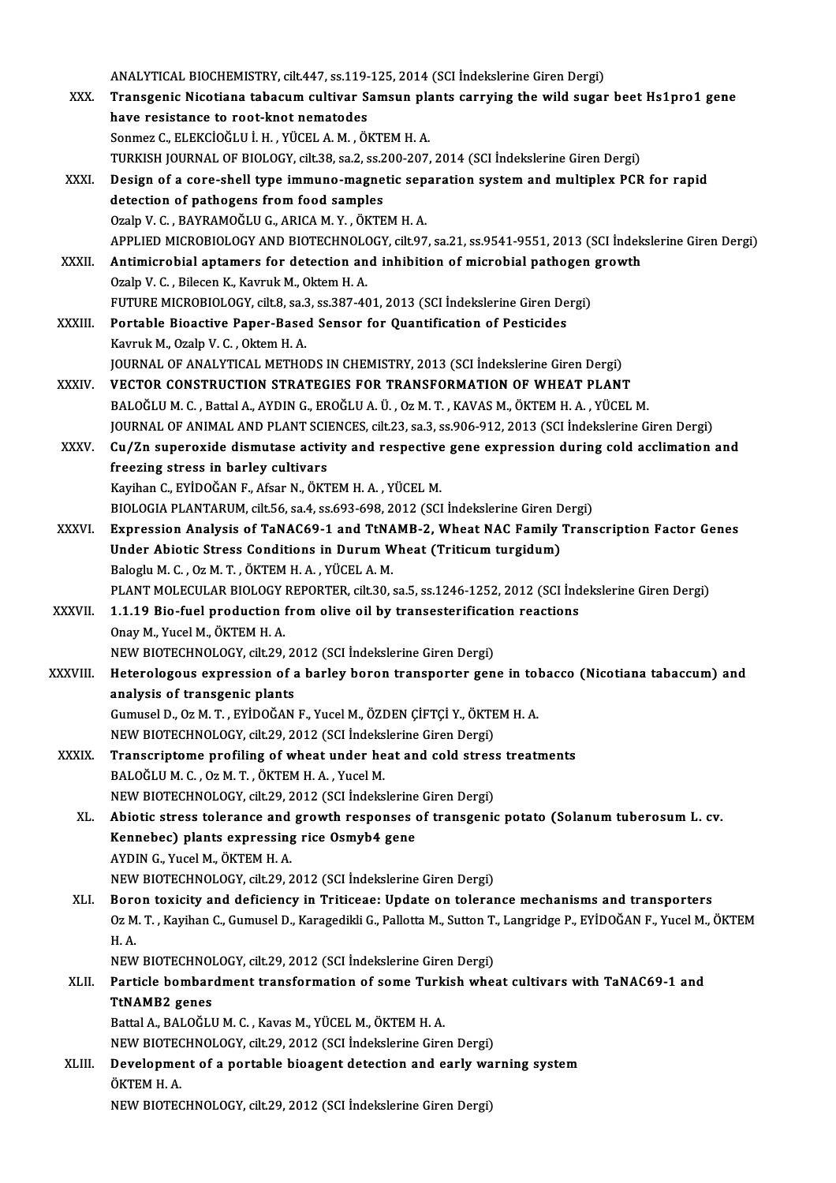ANALYTICAL BIOCHEMISTRY, cilt.447, ss.119-125, 2014 (SCI İndekslerine Giren Dergi)

XXX. **Transgenic Nicotiana tabacum cultivar Samsun plants carrying the wild sugar beet Hs1pro1 gene have resistance to root-knot nematodes**
Sonmez C., ELEKCİOĞLU İ. H. , YÜCEL A. M. , ÖKTEM H. A.
TURKISH JOURNAL OF BIOLOGY, cilt.38, sa.2, ss.200-207, 2014 (SCI İndekslerine Giren Dergi)

XXXI. **Design of a core-shell type immuno-magnetic separation system and multiplex PCR for rapid detection of pathogens from food samples**
Ozalp V. C. , BAYRAMOĞLU G., ARICA M. Y. , ÖKTEM H. A.
APPLIED MICROBIOLOGY AND BIOTECHNOLOGY, cilt.97, sa.21, ss.9541-9551, 2013 (SCI İndekslerine Giren Dergi)

XXXII. **Antimicrobial aptamers for detection and inhibition of microbial pathogen growth**
Ozalp V. C. , Bilecen K., Kavruk M., Oktem H. A.
FUTURE MICROBIOLOGY, cilt.8, sa.3, ss.387-401, 2013 (SCI İndekslerine Giren Dergi)

XXXIII. **Portable Bioactive Paper-Based Sensor for Quantification of Pesticides**
Kavruk M., Ozalp V. C. , Oktem H. A.
JOURNAL OF ANALYTICAL METHODS IN CHEMISTRY, 2013 (SCI İndekslerine Giren Dergi)

XXXIV. **VECTOR CONSTRUCTION STRATEGIES FOR TRANSFORMATION OF WHEAT PLANT**
BALOĞLU M. C. , Battal A., AYDIN G., EROĞLU A. Ü. , Oz M. T. , KAVAS M., ÖKTEM H. A. , YÜCEL M.
JOURNAL OF ANIMAL AND PLANT SCIENCES, cilt.23, sa.3, ss.906-912, 2013 (SCI İndekslerine Giren Dergi)

XXXV. **Cu/Zn superoxide dismutase activity and respective gene expression during cold acclimation and freezing stress in barley cultivars**
Kayihan C., EYİDOĞAN F., Afsar N., ÖKTEM H. A. , YÜCEL M.
BIOLOGIA PLANTARUM, cilt.56, sa.4, ss.693-698, 2012 (SCI İndekslerine Giren Dergi)

XXXVI. **Expression Analysis of TaNAC69-1 and TtNAMB-2, Wheat NAC Family Transcription Factor Genes Under Abiotic Stress Conditions in Durum Wheat (Triticum turgidum)**
Baloglu M. C. , Oz M. T. , ÖKTEM H. A. , YÜCEL A. M.
PLANT MOLECULAR BIOLOGY REPORTER, cilt.30, sa.5, ss.1246-1252, 2012 (SCI İndekslerine Giren Dergi)

XXXVII. **1.1.19 Bio-fuel production from olive oil by transesterification reactions**
Onay M., Yucel M., ÖKTEM H. A.
NEW BIOTECHNOLOGY, cilt.29, 2012 (SCI İndekslerine Giren Dergi)

XXXVIII. **Heterologous expression of a barley boron transporter gene in tobacco (Nicotiana tabaccum) and analysis of transgenic plants**
Gumusel D., Oz M. T. , EYİDOĞAN F., Yucel M., ÖZDEN ÇİFTÇİ Y., ÖKTEM H. A.
NEW BIOTECHNOLOGY, cilt.29, 2012 (SCI İndekslerine Giren Dergi)

XXXIX. **Transcriptome profiling of wheat under heat and cold stress treatments**
BALOĞLU M. C. , Oz M. T. , ÖKTEM H. A. , Yucel M.
NEW BIOTECHNOLOGY, cilt.29, 2012 (SCI İndekslerine Giren Dergi)

XL. **Abiotic stress tolerance and growth responses of transgenic potato (Solanum tuberosum L. cv. Kennebec) plants expressing rice Osmyb4 gene**
AYDIN G., Yucel M., ÖKTEM H. A.
NEW BIOTECHNOLOGY, cilt.29, 2012 (SCI İndekslerine Giren Dergi)

XLI. **Boron toxicity and deficiency in Triticeae: Update on tolerance mechanisms and transporters**
Oz M. T. , Kayihan C., Gumusel D., Karagedikli G., Pallotta M., Sutton T., Langridge P., EYİDOĞAN F., Yucel M., ÖKTEM H. A.
NEW BIOTECHNOLOGY, cilt.29, 2012 (SCI İndekslerine Giren Dergi)

XLII. **Particle bombardment transformation of some Turkish wheat cultivars with TaNAC69-1 and TtNAMB2 genes**
Battal A., BALOĞLU M. C. , Kavas M., YÜCEL M., ÖKTEM H. A.
NEW BIOTECHNOLOGY, cilt.29, 2012 (SCI İndekslerine Giren Dergi)

XLIII. **Development of a portable bioagent detection and early warning system**
ÖKTEM H. A.
NEW BIOTECHNOLOGY, cilt.29, 2012 (SCI İndekslerine Giren Dergi)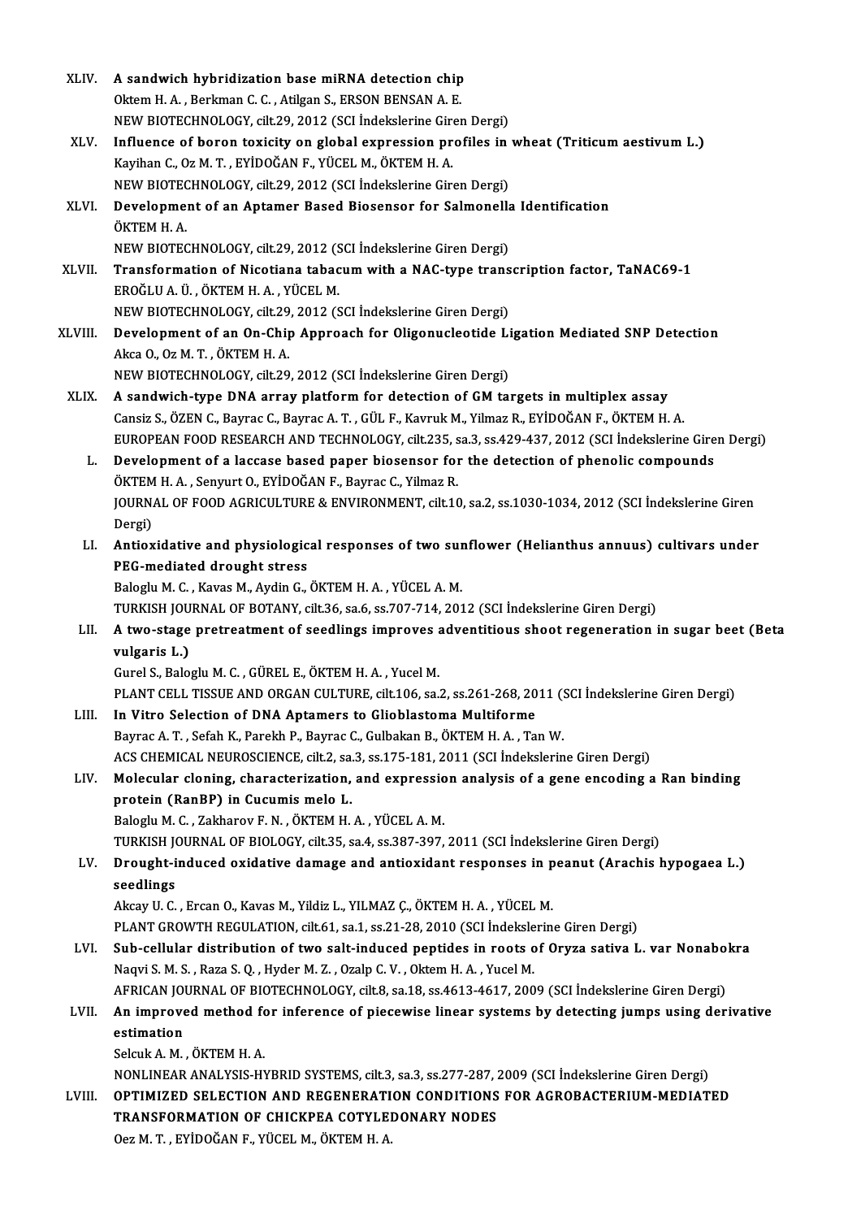XLIV. **A sandwich hybridization base miRNA detection chip**
Oktem H. A. , Berkman C. C. , Atilgan S., ERSON BENSAN A. E.
NEW BIOTECHNOLOGY, cilt.29, 2012 (SCI İndekslerine Giren Dergi)

XLV. **Influence of boron toxicity on global expression profiles in wheat (Triticum aestivum L.)**
Kayihan C., Oz M. T. , EYİDOĞAN F., YÜCEL M., ÖKTEM H. A.
NEW BIOTECHNOLOGY, cilt.29, 2012 (SCI İndekslerine Giren Dergi)

XLVI. **Development of an Aptamer Based Biosensor for Salmonella Identification**
ÖKTEM H. A.
NEW BIOTECHNOLOGY, cilt.29, 2012 (SCI İndekslerine Giren Dergi)

XLVII. **Transformation of Nicotiana tabacum with a NAC-type transcription factor, TaNAC69-1**
EROĞLU A. Ü. , ÖKTEM H. A. , YÜCEL M.
NEW BIOTECHNOLOGY, cilt.29, 2012 (SCI İndekslerine Giren Dergi)

XLVIII. **Development of an On-Chip Approach for Oligonucleotide Ligation Mediated SNP Detection**
Akca O., Oz M. T. , ÖKTEM H. A.
NEW BIOTECHNOLOGY, cilt.29, 2012 (SCI İndekslerine Giren Dergi)

XLIX. **A sandwich-type DNA array platform for detection of GM targets in multiplex assay**
Cansiz S., ÖZEN C., Bayrac C., Bayrac A. T. , GÜL F., Kavruk M., Yilmaz R., EYİDOĞAN F., ÖKTEM H. A.
EUROPEAN FOOD RESEARCH AND TECHNOLOGY, cilt.235, sa.3, ss.429-437, 2012 (SCI İndekslerine Giren Dergi)

L. **Development of a laccase based paper biosensor for the detection of phenolic compounds**
ÖKTEM H. A. , Senyurt O., EYİDOĞAN F., Bayrac C., Yilmaz R.
JOURNAL OF FOOD AGRICULTURE & ENVIRONMENT, cilt.10, sa.2, ss.1030-1034, 2012 (SCI İndekslerine Giren Dergi)

LI. **Antioxidative and physiological responses of two sunflower (Helianthus annuus) cultivars under PEG-mediated drought stress**
Baloglu M. C. , Kavas M., Aydin G., ÖKTEM H. A. , YÜCEL A. M.
TURKISH JOURNAL OF BOTANY, cilt.36, sa.6, ss.707-714, 2012 (SCI İndekslerine Giren Dergi)

LII. **A two-stage pretreatment of seedlings improves adventitious shoot regeneration in sugar beet (Beta vulgaris L.)**
Gurel S., Baloglu M. C. , GÜREL E., ÖKTEM H. A. , Yucel M.
PLANT CELL TISSUE AND ORGAN CULTURE, cilt.106, sa.2, ss.261-268, 2011 (SCI İndekslerine Giren Dergi)

LIII. **In Vitro Selection of DNA Aptamers to Glioblastoma Multiforme**
Bayrac A. T. , Sefah K., Parekh P., Bayrac C., Gulbakan B., ÖKTEM H. A. , Tan W.
ACS CHEMICAL NEUROSCIENCE, cilt.2, sa.3, ss.175-181, 2011 (SCI İndekslerine Giren Dergi)

LIV. **Molecular cloning, characterization, and expression analysis of a gene encoding a Ran binding protein (RanBP) in Cucumis melo L.**
Baloglu M. C. , Zakharov F. N. , ÖKTEM H. A. , YÜCEL A. M.
TURKISH JOURNAL OF BIOLOGY, cilt.35, sa.4, ss.387-397, 2011 (SCI İndekslerine Giren Dergi)

LV. **Drought-induced oxidative damage and antioxidant responses in peanut (Arachis hypogaea L.) seedlings**
Akcay U. C. , Ercan O., Kavas M., Yildiz L., YILMAZ Ç., ÖKTEM H. A. , YÜCEL M.
PLANT GROWTH REGULATION, cilt.61, sa.1, ss.21-28, 2010 (SCI İndekslerine Giren Dergi)

LVI. **Sub-cellular distribution of two salt-induced peptides in roots of Oryza sativa L. var Nonabokra**
Naqvi S. M. S. , Raza S. Q. , Hyder M. Z. , Ozalp C. V. , Oktem H. A. , Yucel M.
AFRICAN JOURNAL OF BIOTECHNOLOGY, cilt.8, sa.18, ss.4613-4617, 2009 (SCI İndekslerine Giren Dergi)

LVII. **An improved method for inference of piecewise linear systems by detecting jumps using derivative estimation**
Selcuk A. M. , ÖKTEM H. A.
NONLINEAR ANALYSIS-HYBRID SYSTEMS, cilt.3, sa.3, ss.277-287, 2009 (SCI İndekslerine Giren Dergi)

LVIII. **OPTIMIZED SELECTION AND REGENERATION CONDITIONS FOR AGROBACTERIUM-MEDIATED TRANSFORMATION OF CHICKPEA COTYLEDONARY NODES**
Oez M. T. , EYİDOĞAN F., YÜCEL M., ÖKTEM H. A.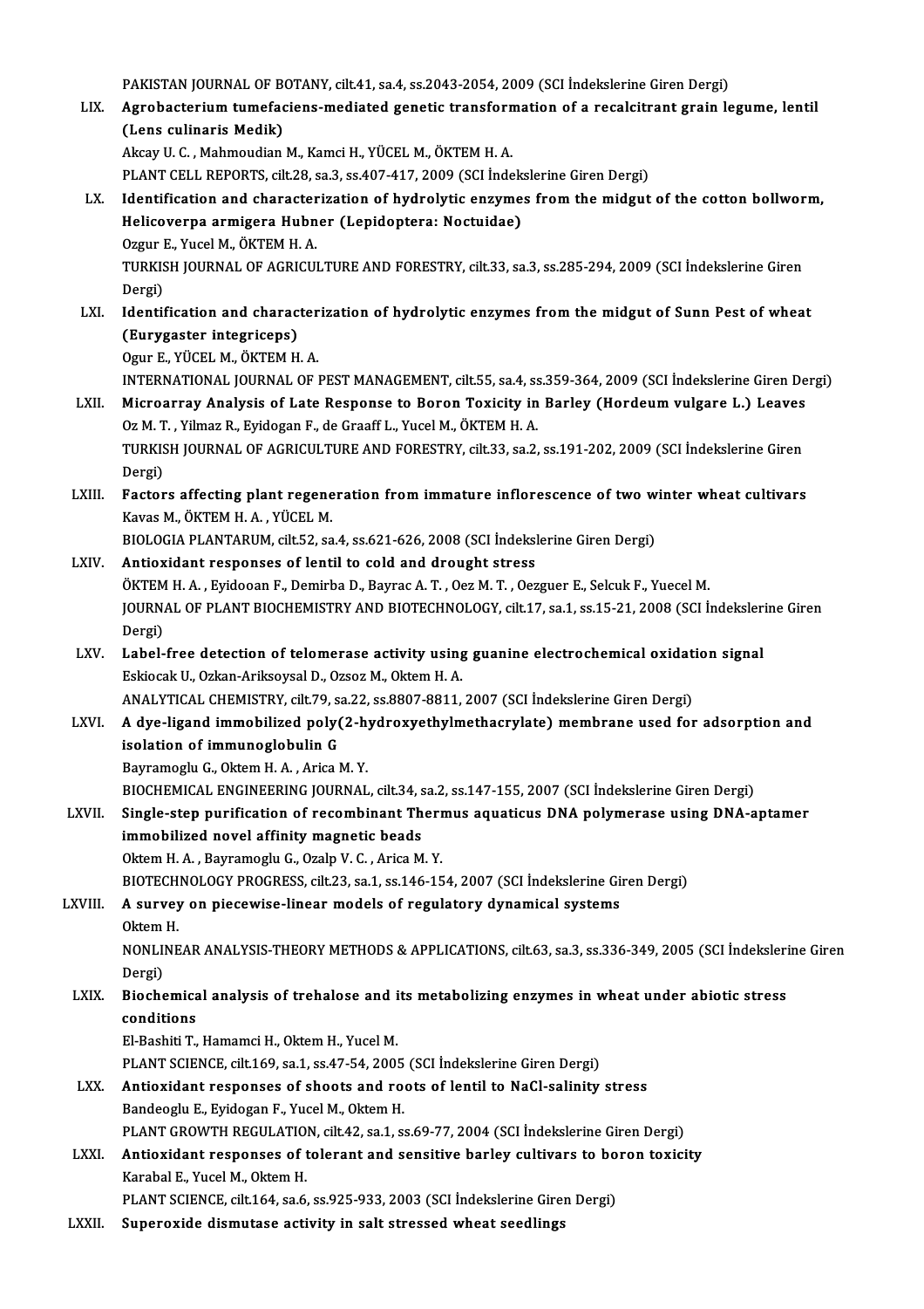PAKISTAN JOURNAL OF BOTANY, cilt.41, sa.4, ss.2043-2054, 2009 (SCI İndekslerine Giren Dergi)

LIX. **Agrobacterium tumefaciens-mediated genetic transformation of a recalcitrant grain legume, lentil (Lens culinaris Medik)**
Akcay U. C. , Mahmoudian M., Kamci H., YÜCEL M., ÖKTEM H. A.
PLANT CELL REPORTS, cilt.28, sa.3, ss.407-417, 2009 (SCI İndekslerine Giren Dergi)

LX. **Identification and characterization of hydrolytic enzymes from the midgut of the cotton bollworm, Helicoverpa armigera Hubner (Lepidoptera: Noctuidae)**
Ozgur E., Yucel M., ÖKTEM H. A.
TURKISH JOURNAL OF AGRICULTURE AND FORESTRY, cilt.33, sa.3, ss.285-294, 2009 (SCI İndekslerine Giren Dergi)

LXI. **Identification and characterization of hydrolytic enzymes from the midgut of Sunn Pest of wheat (Eurygaster integriceps)**
Ogur E., YÜCEL M., ÖKTEM H. A.
INTERNATIONAL JOURNAL OF PEST MANAGEMENT, cilt.55, sa.4, ss.359-364, 2009 (SCI İndekslerine Giren Dergi)

LXII. **Microarray Analysis of Late Response to Boron Toxicity in Barley (Hordeum vulgare L.) Leaves**
Oz M. T. , Yilmaz R., Eyidogan F., de Graaff L., Yucel M., ÖKTEM H. A.
TURKISH JOURNAL OF AGRICULTURE AND FORESTRY, cilt.33, sa.2, ss.191-202, 2009 (SCI İndekslerine Giren Dergi)

LXIII. **Factors affecting plant regeneration from immature inflorescence of two winter wheat cultivars**
Kavas M., ÖKTEM H. A. , YÜCEL M.
BIOLOGIA PLANTARUM, cilt.52, sa.4, ss.621-626, 2008 (SCI İndekslerine Giren Dergi)

LXIV. **Antioxidant responses of lentil to cold and drought stress**
ÖKTEM H. A. , Eyidooan F., Demirba D., Bayrac A. T. , Oez M. T. , Oezguer E., Selcuk F., Yuecel M.
JOURNAL OF PLANT BIOCHEMISTRY AND BIOTECHNOLOGY, cilt.17, sa.1, ss.15-21, 2008 (SCI İndekslerine Giren Dergi)

LXV. **Label-free detection of telomerase activity using guanine electrochemical oxidation signal**
Eskiocak U., Ozkan-Ariksoysal D., Ozsoz M., Oktem H. A.
ANALYTICAL CHEMISTRY, cilt.79, sa.22, ss.8807-8811, 2007 (SCI İndekslerine Giren Dergi)

LXVI. **A dye-ligand immobilized poly(2-hydroxyethylmethacrylate) membrane used for adsorption and isolation of immunoglobulin G**
Bayramoglu G., Oktem H. A. , Arica M. Y.
BIOCHEMICAL ENGINEERING JOURNAL, cilt.34, sa.2, ss.147-155, 2007 (SCI İndekslerine Giren Dergi)

LXVII. **Single-step purification of recombinant Thermus aquaticus DNA polymerase using DNA-aptamer immobilized novel affinity magnetic beads**
Oktem H. A. , Bayramoglu G., Ozalp V. C. , Arica M. Y.
BIOTECHNOLOGY PROGRESS, cilt.23, sa.1, ss.146-154, 2007 (SCI İndekslerine Giren Dergi)

LXVIII. **A survey on piecewise-linear models of regulatory dynamical systems**
Oktem H.
NONLINEAR ANALYSIS-THEORY METHODS & APPLICATIONS, cilt.63, sa.3, ss.336-349, 2005 (SCI İndekslerine Giren Dergi)

LXIX. **Biochemical analysis of trehalose and its metabolizing enzymes in wheat under abiotic stress conditions**
El-Bashiti T., Hamamci H., Oktem H., Yucel M.
PLANT SCIENCE, cilt.169, sa.1, ss.47-54, 2005 (SCI İndekslerine Giren Dergi)

LXX. **Antioxidant responses of shoots and roots of lentil to NaCl-salinity stress**
Bandeoglu E., Eyidogan F., Yucel M., Oktem H.
PLANT GROWTH REGULATION, cilt.42, sa.1, ss.69-77, 2004 (SCI İndekslerine Giren Dergi)

LXXI. **Antioxidant responses of tolerant and sensitive barley cultivars to boron toxicity**
Karabal E., Yucel M., Oktem H.
PLANT SCIENCE, cilt.164, sa.6, ss.925-933, 2003 (SCI İndekslerine Giren Dergi)

LXXII. **Superoxide dismutase activity in salt stressed wheat seedlings**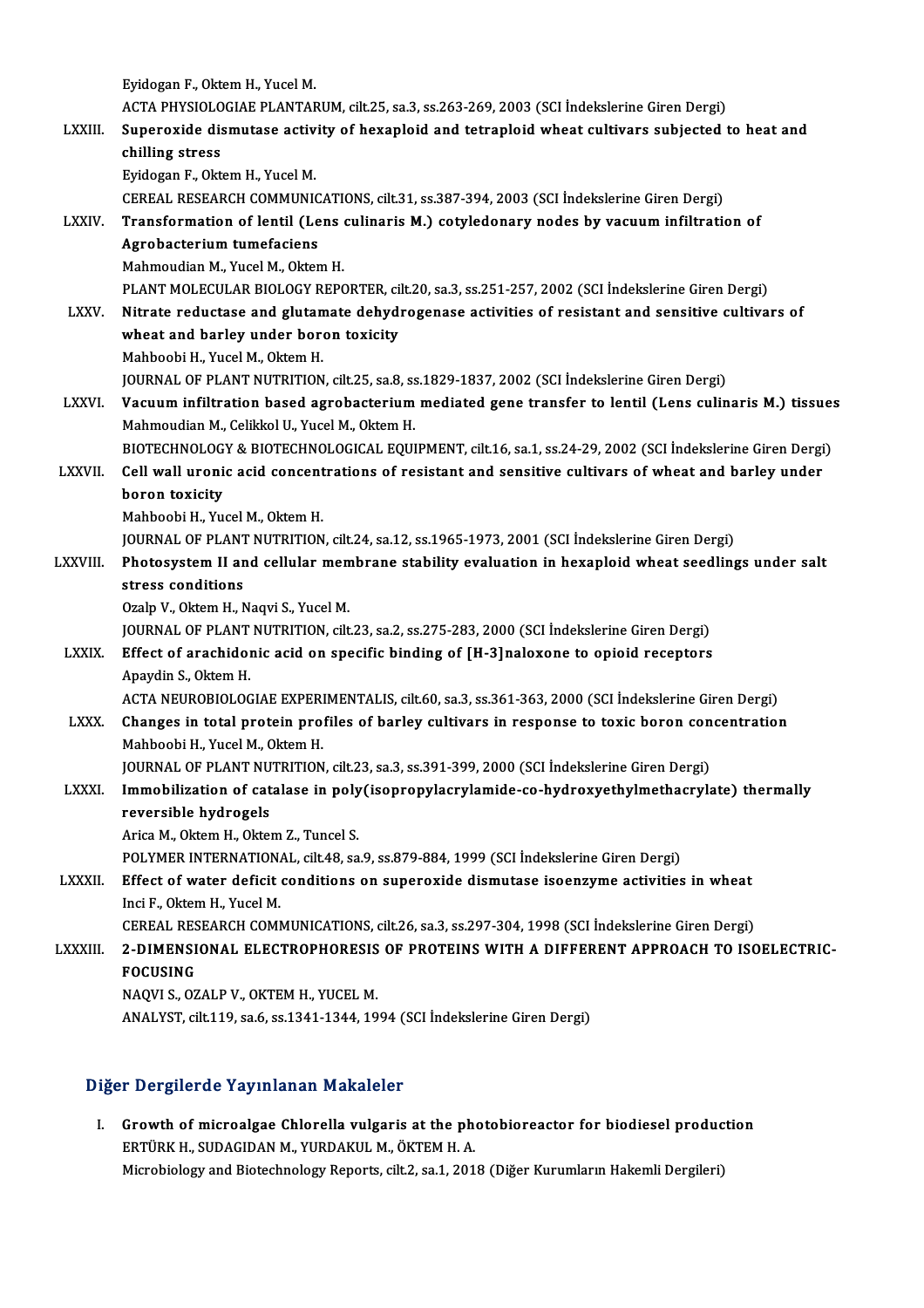Eyidogan F., Oktem H., Yucel M.
ACTA PHYSIOLOGIAE PLANTARUM, cilt.25, sa.3, ss.263-269, 2003 (SCI İndekslerine Giren Dergi)

LXXIII. **Superoxide dismutase activity of hexaploid and tetraploid wheat cultivars subjected to heat and chilling stress**
Eyidogan F., Oktem H., Yucel M.
CEREAL RESEARCH COMMUNICATIONS, cilt.31, ss.387-394, 2003 (SCI İndekslerine Giren Dergi)

LXXIV. **Transformation of lentil (Lens culinaris M.) cotyledonary nodes by vacuum infiltration of Agrobacterium tumefaciens**
Mahmoudian M., Yucel M., Oktem H.
PLANT MOLECULAR BIOLOGY REPORTER, cilt.20, sa.3, ss.251-257, 2002 (SCI İndekslerine Giren Dergi)

LXXV. **Nitrate reductase and glutamate dehydrogenase activities of resistant and sensitive cultivars of wheat and barley under boron toxicity**
Mahboobi H., Yucel M., Oktem H.
JOURNAL OF PLANT NUTRITION, cilt.25, sa.8, ss.1829-1837, 2002 (SCI İndekslerine Giren Dergi)

LXXVI. **Vacuum infiltration based agrobacterium mediated gene transfer to lentil (Lens culinaris M.) tissues**
Mahmoudian M., Celikkol U., Yucel M., Oktem H.
BIOTECHNOLOGY & BIOTECHNOLOGICAL EQUIPMENT, cilt.16, sa.1, ss.24-29, 2002 (SCI İndekslerine Giren Dergi)

LXXVII. **Cell wall uronic acid concentrations of resistant and sensitive cultivars of wheat and barley under boron toxicity**
Mahboobi H., Yucel M., Oktem H.
JOURNAL OF PLANT NUTRITION, cilt.24, sa.12, ss.1965-1973, 2001 (SCI İndekslerine Giren Dergi)

LXXVIII. **Photosystem II and cellular membrane stability evaluation in hexaploid wheat seedlings under salt stress conditions**
Ozalp V., Oktem H., Naqvi S., Yucel M.
JOURNAL OF PLANT NUTRITION, cilt.23, sa.2, ss.275-283, 2000 (SCI İndekslerine Giren Dergi)

LXXIX. **Effect of arachidonic acid on specific binding of [H-3]naloxone to opioid receptors**
Apaydin S., Oktem H.
ACTA NEUROBIOLOGIAE EXPERIMENTALIS, cilt.60, sa.3, ss.361-363, 2000 (SCI İndekslerine Giren Dergi)

LXXX. **Changes in total protein profiles of barley cultivars in response to toxic boron concentration**
Mahboobi H., Yucel M., Oktem H.
JOURNAL OF PLANT NUTRITION, cilt.23, sa.3, ss.391-399, 2000 (SCI İndekslerine Giren Dergi)

LXXXI. **Immobilization of catalase in poly(isopropylacrylamide-co-hydroxyethylmethacrylate) thermally reversible hydrogels**
Arica M., Oktem H., Oktem Z., Tuncel S.
POLYMER INTERNATIONAL, cilt.48, sa.9, ss.879-884, 1999 (SCI İndekslerine Giren Dergi)

LXXXII. **Effect of water deficit conditions on superoxide dismutase isoenzyme activities in wheat**
Inci F., Oktem H., Yucel M.
CEREAL RESEARCH COMMUNICATIONS, cilt.26, sa.3, ss.297-304, 1998 (SCI İndekslerine Giren Dergi)

LXXXIII. **2-DIMENSIONAL ELECTROPHORESIS OF PROTEINS WITH A DIFFERENT APPROACH TO ISOELECTRIC-FOCUSING**
NAQVI S., OZALP V., OKTEM H., YUCEL M.
ANALYST, cilt.119, sa.6, ss.1341-1344, 1994 (SCI İndekslerine Giren Dergi)

## Diğer Dergilerde Yayınlanan Makaleler

I. **Growth of microalgae Chlorella vulgaris at the photobioreactor for biodiesel production**
ERTÜRK H., SUDAGIDAN M., YURDAKUL M., ÖKTEM H. A.
Microbiology and Biotechnology Reports, cilt.2, sa.1, 2018 (Diğer Kurumların Hakemli Dergileri)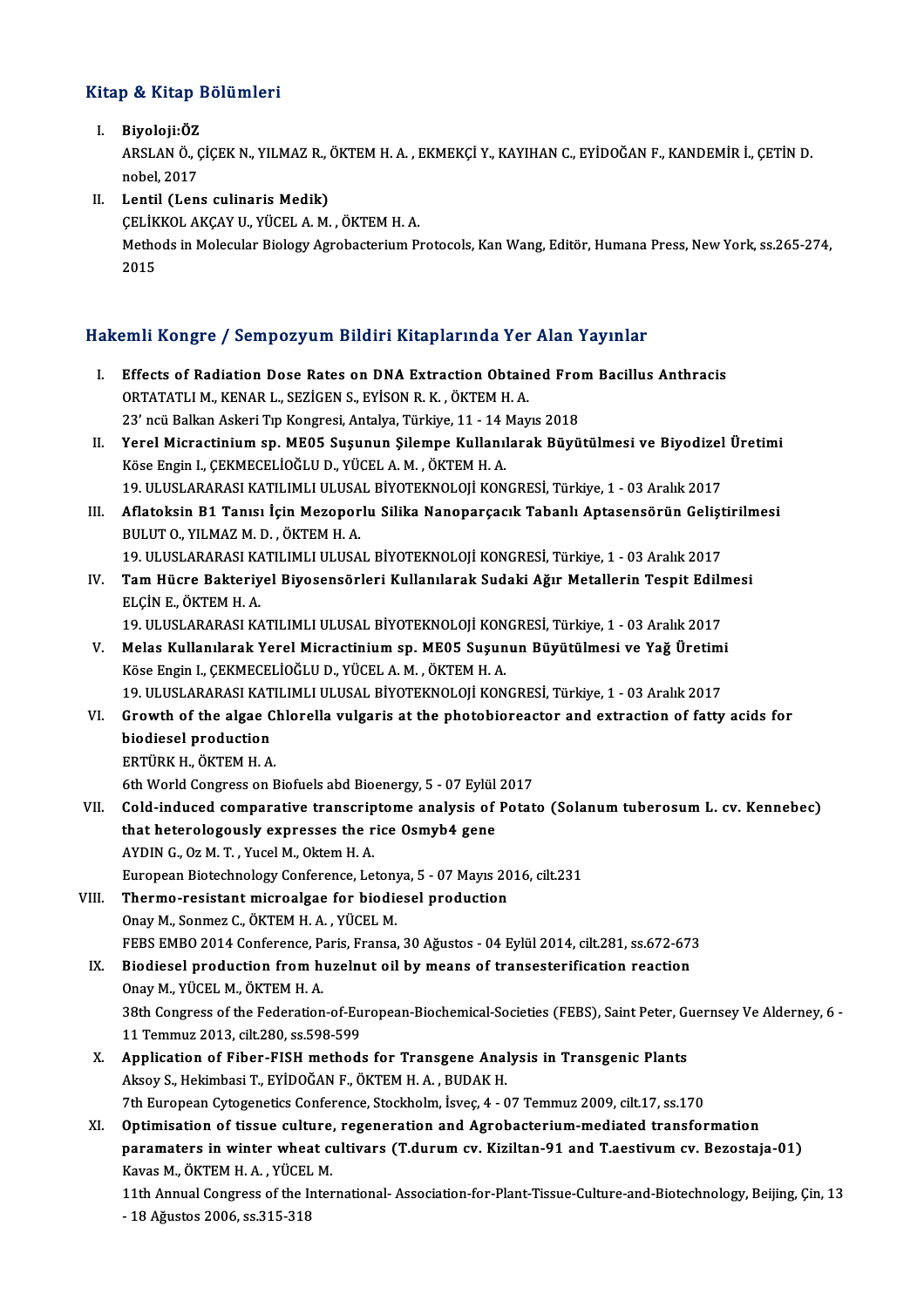## Kitap & Kitap Bölümleri

I. **Biyoloji:ÖZ**
   ARSLAN Ö., ÇİÇEK N., YILMAZ R., ÖKTEM H. A. , EKMEKÇİ Y., KAYIHAN C., EYİDOĞAN F., KANDEMİR İ., ÇETİN D.
   nobel, 2017
II. **Lentil (Lens culinaris Medik)**
   ÇELİKKOL AKÇAY U., YÜCEL A. M. , ÖKTEM H. A.
   Methods in Molecular Biology Agrobacterium Protocols, Kan Wang, Editör, Humana Press, New York, ss.265-274, 2015

## Hakemli Kongre / Sempozyum Bildiri Kitaplarında Yer Alan Yayınlar

I. **Effects of Radiation Dose Rates on DNA Extraction Obtained From Bacillus Anthracis**
   ORTATATLI M., KENAR L., SEZİGEN S., EYİSON R. K. , ÖKTEM H. A.
   23' ncü Balkan Askeri Tıp Kongresi, Antalya, Türkiye, 11 - 14 Mayıs 2018
II. **Yerel Micractinium sp. ME05 Suşunun Şilempe Kullanılarak Büyütülmesi ve Biyodizel Üretimi**
   Köse Engin I., ÇEKMECELİOĞLU D., YÜCEL A. M. , ÖKTEM H. A.
   19. ULUSLARARASI KATILIMLI ULUSAL BİYOTEKNOLOJİ KONGRESİ, Türkiye, 1 - 03 Aralık 2017
III. **Aflatoksin B1 Tanısı İçin Mezoporlu Silika Nanoparçacık Tabanlı Aptasensörün Geliştirilmesi**
   BULUT O., YILMAZ M. D. , ÖKTEM H. A.
   19. ULUSLARARASI KATILIMLI ULUSAL BİYOTEKNOLOJİ KONGRESİ, Türkiye, 1 - 03 Aralık 2017
IV. **Tam Hücre Bakteriyel Biyosensörleri Kullanılarak Sudaki Ağır Metallerin Tespit Edilmesi**
   ELÇİN E., ÖKTEM H. A.
   19. ULUSLARARASI KATILIMLI ULUSAL BİYOTEKNOLOJİ KONGRESİ, Türkiye, 1 - 03 Aralık 2017
V. **Melas Kullanılarak Yerel Micractinium sp. ME05 Suşunun Büyütülmesi ve Yağ Üretimi**
   Köse Engin I., ÇEKMECELİOĞLU D., YÜCEL A. M. , ÖKTEM H. A.
   19. ULUSLARARASI KATILIMLI ULUSAL BİYOTEKNOLOJİ KONGRESİ, Türkiye, 1 - 03 Aralık 2017
VI. **Growth of the algae Chlorella vulgaris at the photobioreactor and extraction of fatty acids for biodiesel production**
   ERTÜRK H., ÖKTEM H. A.
   6th World Congress on Biofuels abd Bioenergy, 5 - 07 Eylül 2017
VII. **Cold-induced comparative transcriptome analysis of Potato (Solanum tuberosum L. cv. Kennebec) that heterologously expresses the rice Osmyb4 gene**
   AYDIN G., Oz M. T. , Yucel M., Oktem H. A.
   European Biotechnology Conference, Letonya, 5 - 07 Mayıs 2016, cilt.231
VIII. **Thermo-resistant microalgae for biodiesel production**
   Onay M., Sonmez C., ÖKTEM H. A. , YÜCEL M.
   FEBS EMBO 2014 Conference, Paris, Fransa, 30 Ağustos - 04 Eylül 2014, cilt.281, ss.672-673
IX. **Biodiesel production from huzelnut oil by means of transesterification reaction**
   Onay M., YÜCEL M., ÖKTEM H. A.
   38th Congress of the Federation-of-European-Biochemical-Societies (FEBS), Saint Peter, Guernsey Ve Alderney, 6 - 11 Temmuz 2013, cilt.280, ss.598-599
X. **Application of Fiber-FISH methods for Transgene Analysis in Transgenic Plants**
   Aksoy S., Hekimbasi T., EYİDOĞAN F., ÖKTEM H. A. , BUDAK H.
   7th European Cytogenetics Conference, Stockholm, İsveç, 4 - 07 Temmuz 2009, cilt.17, ss.170
XI. **Optimisation of tissue culture, regeneration and Agrobacterium-mediated transformation paramaters in winter wheat cultivars (T.durum cv. Kiziltan-91 and T.aestivum cv. Bezostaja-01)**
   Kavas M., ÖKTEM H. A. , YÜCEL M.
   11th Annual Congress of the International- Association-for-Plant-Tissue-Culture-and-Biotechnology, Beijing, Çin, 13 - 18 Ağustos 2006, ss.315-318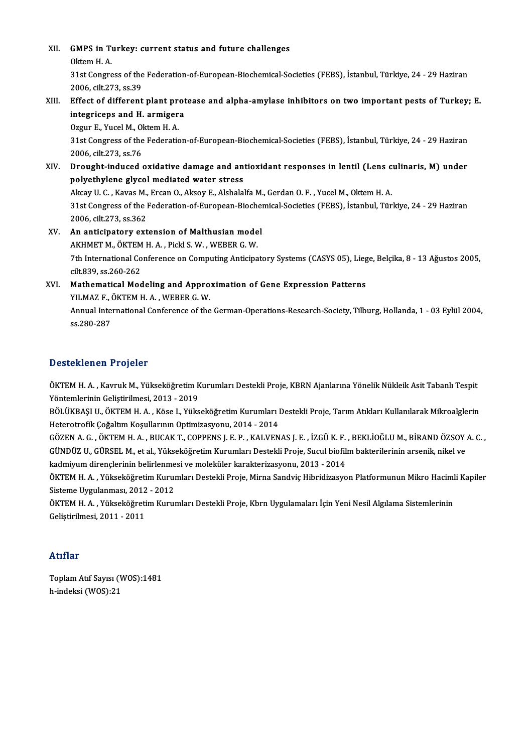XII. **GMPS in Turkey: current status and future challenges**
Oktem H. A.
31st Congress of the Federation-of-European-Biochemical-Societies (FEBS), İstanbul, Türkiye, 24 - 29 Haziran 2006, cilt.273, ss.39

XIII. **Effect of different plant protease and alpha-amylase inhibitors on two important pests of Turkey; E. integriceps and H. armigera**
Ozgur E., Yucel M., Oktem H. A.
31st Congress of the Federation-of-European-Biochemical-Societies (FEBS), İstanbul, Türkiye, 24 - 29 Haziran 2006, cilt.273, ss.76

XIV. **Drought-induced oxidative damage and antioxidant responses in lentil (Lens culinaris, M) under polyethylene glycol mediated water stress**
Akcay U. C. , Kavas M., Ercan O., Aksoy E., Alshalalfa M., Gerdan O. F. , Yucel M., Oktem H. A.
31st Congress of the Federation-of-European-Biochemical-Societies (FEBS), İstanbul, Türkiye, 24 - 29 Haziran 2006, cilt.273, ss.362

XV. **An anticipatory extension of Malthusian model**
AKHMET M., ÖKTEM H. A. , Pickl S. W. , WEBER G. W.
7th International Conference on Computing Anticipatory Systems (CASYS 05), Liege, Belçika, 8 - 13 Ağustos 2005, cilt.839, ss.260-262

XVI. **Mathematical Modeling and Approximation of Gene Expression Patterns**
YILMAZ F., ÖKTEM H. A. , WEBER G. W.
Annual International Conference of the German-Operations-Research-Society, Tilburg, Hollanda, 1 - 03 Eylül 2004, ss.280-287

## Desteklenen Projeler

ÖKTEM H. A. , Kavruk M., Yükseköğretim Kurumları Destekli Proje, KBRN Ajanlarına Yönelik Nükleik Asit Tabanlı Tespit Yöntemlerinin Geliştirilmesi, 2013 - 2019

BÖLÜKBAŞI U., ÖKTEM H. A. , Köse I., Yükseköğretim Kurumları Destekli Proje, Tarım Atıkları Kullanılarak Mikroalglerin Heterotrofik Çoğaltım Koşullarının Optimizasyonu, 2014 - 2014

GÖZEN A. G. , ÖKTEM H. A. , BUCAK T., COPPENS J. E. P. , KALVENAS J. E. , İZGÜ K. F. , BEKLİOĞLU M., BİRAND ÖZSOY A. C. , GÜNDÜZ U., GÜRSEL M., et al., Yükseköğretim Kurumları Destekli Proje, Sucul biofilm bakterilerinin arsenik, nikel ve kadmiyum dirençlerinin belirlenmesi ve moleküler karakterizasyonu, 2013 - 2014

ÖKTEM H. A. , Yükseköğretim Kurumları Destekli Proje, Mirna Sandviç Hibridizasyon Platformunun Mikro Hacimli Kapiler Sisteme Uygulanması, 2012 - 2012

ÖKTEM H. A. , Yükseköğretim Kurumları Destekli Proje, Kbrn Uygulamaları İçin Yeni Nesil Algılama Sistemlerinin Geliştirilmesi, 2011 - 2011

## Atıflar

Toplam Atıf Sayısı (WOS):1481
h-indeksi (WOS):21